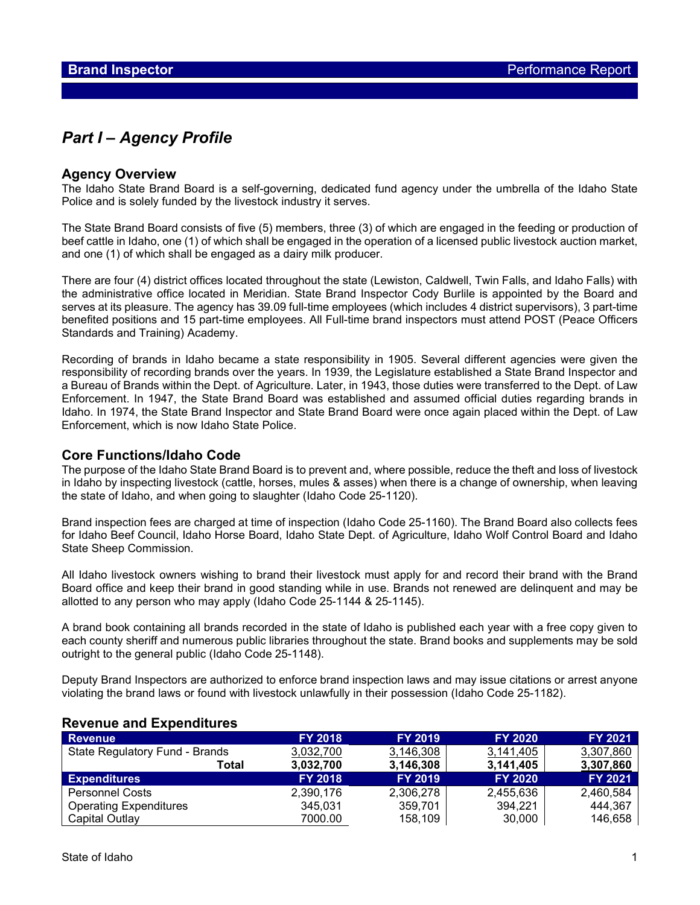**Brand Inspector** Performance Report

# Part I – Agency Profile

## Agency Overview

The Idaho State Brand Board is a self-governing, dedicated fund agency under the umbrella of the Idaho State Police and is solely funded by the livestock industry it serves.

The State Brand Board consists of five (5) members, three (3) of which are engaged in the feeding or production of beef cattle in Idaho, one (1) of which shall be engaged in the operation of a licensed public livestock auction market, and one (1) of which shall be engaged as a dairy milk producer.

There are four (4) district offices located throughout the state (Lewiston, Caldwell, Twin Falls, and Idaho Falls) with the administrative office located in Meridian. State Brand Inspector Cody Burlile is appointed by the Board and serves at its pleasure. The agency has 39.09 full-time employees (which includes 4 district supervisors), 3 part-time benefited positions and 15 part-time employees. All Full-time brand inspectors must attend POST (Peace Officers Standards and Training) Academy.

Recording of brands in Idaho became a state responsibility in 1905. Several different agencies were given the responsibility of recording brands over the years. In 1939, the Legislature established a State Brand Inspector and a Bureau of Brands within the Dept. of Agriculture. Later, in 1943, those duties were transferred to the Dept. of Law Enforcement. In 1947, the State Brand Board was established and assumed official duties regarding brands in Idaho. In 1974, the State Brand Inspector and State Brand Board were once again placed within the Dept. of Law Enforcement, which is now Idaho State Police.

## Core Functions/Idaho Code

The purpose of the Idaho State Brand Board is to prevent and, where possible, reduce the theft and loss of livestock in Idaho by inspecting livestock (cattle, horses, mules & asses) when there is a change of ownership, when leaving the state of Idaho, and when going to slaughter (Idaho Code 25-1120).

Brand inspection fees are charged at time of inspection (Idaho Code 25-1160). The Brand Board also collects fees for Idaho Beef Council, Idaho Horse Board, Idaho State Dept. of Agriculture, Idaho Wolf Control Board and Idaho State Sheep Commission.

All Idaho livestock owners wishing to brand their livestock must apply for and record their brand with the Brand Board office and keep their brand in good standing while in use. Brands not renewed are delinquent and may be allotted to any person who may apply (Idaho Code 25-1144 & 25-1145).

A brand book containing all brands recorded in the state of Idaho is published each year with a free copy given to each county sheriff and numerous public libraries throughout the state. Brand books and supplements may be sold outright to the general public (Idaho Code 25-1148).

Deputy Brand Inspectors are authorized to enforce brand inspection laws and may issue citations or arrest anyone violating the brand laws or found with livestock unlawfully in their possession (Idaho Code 25-1182).

## Revenue and Expenditures

| Revenue | FY 2018 | FY 2019 | FY 2020 | FY 2021 |
|---|---|---|---|---|
| State Regulatory Fund - Brands | 3,032,700 | 3,146,308 | 3,141,405 | 3,307,860 |
| **Total** | **3,032,700** | **3,146,308** | **3,141,405** | **3,307,860** |
| **Expenditures** | **FY 2018** | **FY 2019** | **FY 2020** | **FY 2021** |
| Personnel Costs | 2,390,176 | 2,306,278 | 2,455,636 | 2,460,584 |
| Operating Expenditures | 345,031 | 359,701 | 394,221 | 444,367 |
| Capital Outlay | 7000.00 | 158,109 | 30,000 | 146,658 |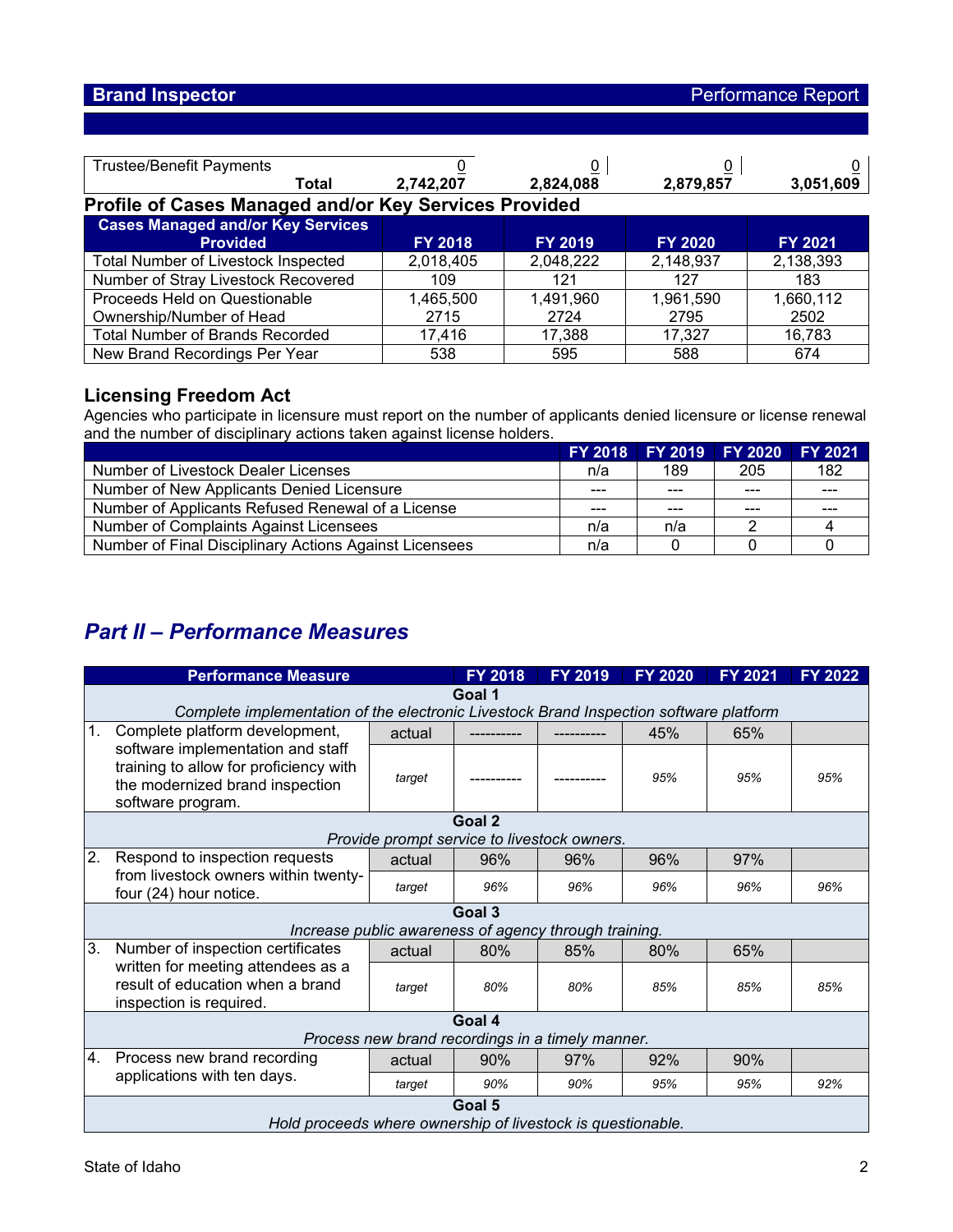| | | | | |
|---|---|---|---|---|
| Trustee/Benefit Payments | 0 | 0 | 0 | 0 |
| **Total** | **2,742,207** | **2,824,088** | **2,879,857** | **3,051,609** |

## Profile of Cases Managed and/or Key Services Provided

| Cases Managed and/or Key Services Provided | FY 2018 | FY 2019 | FY 2020 | FY 2021 |
|---|---|---|---|---|
| Total Number of Livestock Inspected | 2,018,405 | 2,048,222 | 2,148,937 | 2,138,393 |
| Number of Stray Livestock Recovered | 109 | 121 | 127 | 183 |
| Proceeds Held on Questionable Ownership/Number of Head | 1,465,500 2715 | 1,491,960 2724 | 1,961,590 2795 | 1,660,112 2502 |
| Total Number of Brands Recorded | 17,416 | 17,388 | 17,327 | 16,783 |
| New Brand Recordings Per Year | 538 | 595 | 588 | 674 |

## Licensing Freedom Act

Agencies who participate in licensure must report on the number of applicants denied licensure or license renewal and the number of disciplinary actions taken against license holders.

| | FY 2018 | FY 2019 | FY 2020 | FY 2021 |
|---|---|---|---|---|
| Number of Livestock Dealer Licenses | n/a | 189 | 205 | 182 |
| Number of New Applicants Denied Licensure | --- | --- | --- | --- |
| Number of Applicants Refused Renewal of a License | --- | --- | --- | --- |
| Number of Complaints Against Licensees | n/a | n/a | 2 | 4 |
| Number of Final Disciplinary Actions Against Licensees | n/a | 0 | 0 | 0 |

# *Part II – Performance Measures*

| Performance Measure | | FY 2018 | FY 2019 | FY 2020 | FY 2021 | FY 2022 |
|---|---|---|---|---|---|---|
| **Goal 1** *Complete implementation of the electronic Livestock Brand Inspection software platform* | | | | | | |
| 1. Complete platform development, software implementation and staff training to allow for proficiency with the modernized brand inspection software program. | actual | ---------- | ---------- | 45% | 65% | |
| | *target* | ---------- | ---------- | *95%* | *95%* | *95%* |
| **Goal 2** *Provide prompt service to livestock owners.* | | | | | | |
| 2. Respond to inspection requests from livestock owners within twenty-four (24) hour notice. | actual | 96% | 96% | 96% | 97% | |
| | *target* | *96%* | *96%* | *96%* | *96%* | *96%* |
| **Goal 3** *Increase public awareness of agency through training.* | | | | | | |
| 3. Number of inspection certificates written for meeting attendees as a result of education when a brand inspection is required. | actual | 80% | 85% | 80% | 65% | |
| | *target* | *80%* | *80%* | *85%* | *85%* | *85%* |
| **Goal 4** *Process new brand recordings in a timely manner.* | | | | | | |
| 4. Process new brand recording applications with ten days. | actual | 90% | 97% | 92% | 90% | |
| | *target* | *90%* | *90%* | *95%* | *95%* | *92%* |
| **Goal 5** *Hold proceeds where ownership of livestock is questionable.* | | | | | | |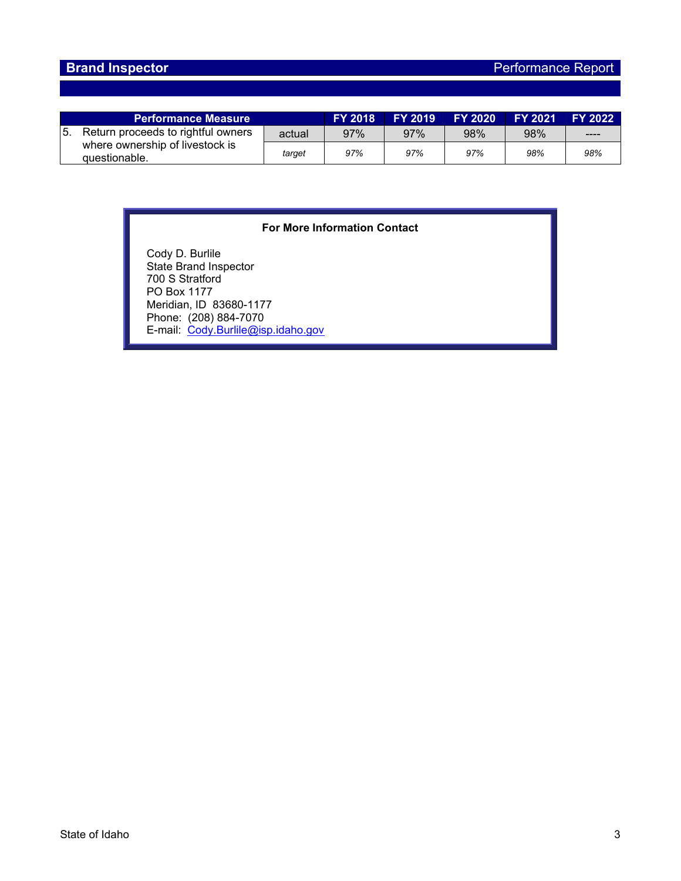## Brand Inspector — Performance Report

| Performance Measure | | FY 2018 | FY 2019 | FY 2020 | FY 2021 | FY 2022 |
|---|---|---|---|---|---|---|
| 5. Return proceeds to rightful owners where ownership of livestock is questionable. | actual | 97% | 97% | 98% | 98% | ---- |
| | *target* | *97%* | *97%* | *97%* | *98%* | *98%* |

**For More Information Contact**

Cody D. Burlile
State Brand Inspector
700 S Stratford
PO Box 1177
Meridian, ID 83680-1177
Phone: (208) 884-7070
E-mail: Cody.Burlile@isp.idaho.gov